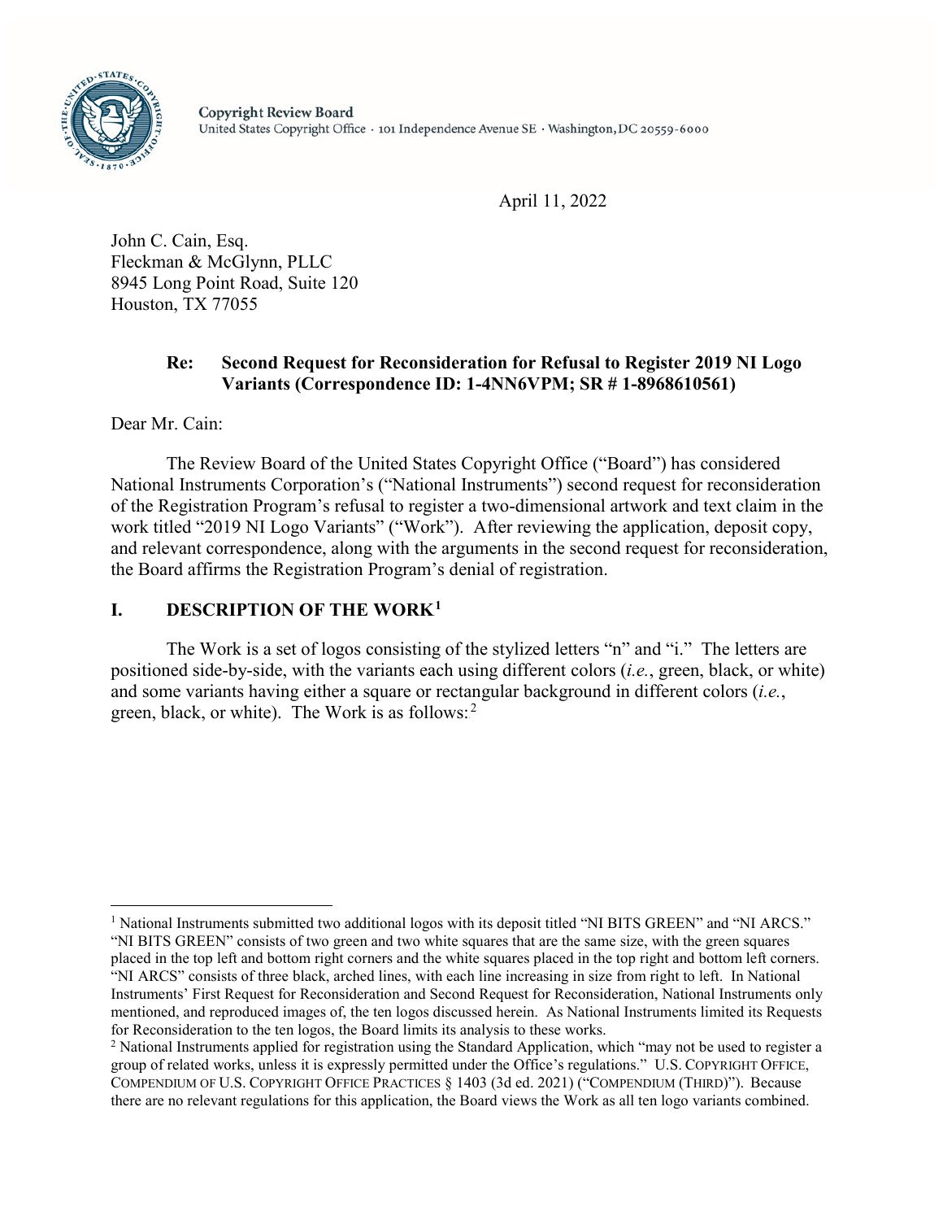Copyright Review Board
United States Copyright Office · 101 Independence Avenue SE · Washington, DC 20559-6000

April 11, 2022

John C. Cain, Esq.
Fleckman & McGlynn, PLLC
8945 Long Point Road, Suite 120
Houston, TX 77055

**Re: Second Request for Reconsideration for Refusal to Register 2019 NI Logo Variants (Correspondence ID: 1-4NN6VPM; SR # 1-8968610561)**

Dear Mr. Cain:

The Review Board of the United States Copyright Office ("Board") has considered National Instruments Corporation's ("National Instruments") second request for reconsideration of the Registration Program's refusal to register a two-dimensional artwork and text claim in the work titled "2019 NI Logo Variants" ("Work"). After reviewing the application, deposit copy, and relevant correspondence, along with the arguments in the second request for reconsideration, the Board affirms the Registration Program's denial of registration.

## I. DESCRIPTION OF THE WORK[1]

The Work is a set of logos consisting of the stylized letters "n" and "i." The letters are positioned side-by-side, with the variants each using different colors (*i.e.*, green, black, or white) and some variants having either a square or rectangular background in different colors (*i.e.*, green, black, or white). The Work is as follows:[2]

[1] National Instruments submitted two additional logos with its deposit titled "NI BITS GREEN" and "NI ARCS." "NI BITS GREEN" consists of two green and two white squares that are the same size, with the green squares placed in the top left and bottom right corners and the white squares placed in the top right and bottom left corners. "NI ARCS" consists of three black, arched lines, with each line increasing in size from right to left. In National Instruments' First Request for Reconsideration and Second Request for Reconsideration, National Instruments only mentioned, and reproduced images of, the ten logos discussed herein. As National Instruments limited its Requests for Reconsideration to the ten logos, the Board limits its analysis to these works.

[2] National Instruments applied for registration using the Standard Application, which "may not be used to register a group of related works, unless it is expressly permitted under the Office's regulations." U.S. COPYRIGHT OFFICE, COMPENDIUM OF U.S. COPYRIGHT OFFICE PRACTICES § 1403 (3d ed. 2021) ("COMPENDIUM (THIRD)"). Because there are no relevant regulations for this application, the Board views the Work as all ten logo variants combined.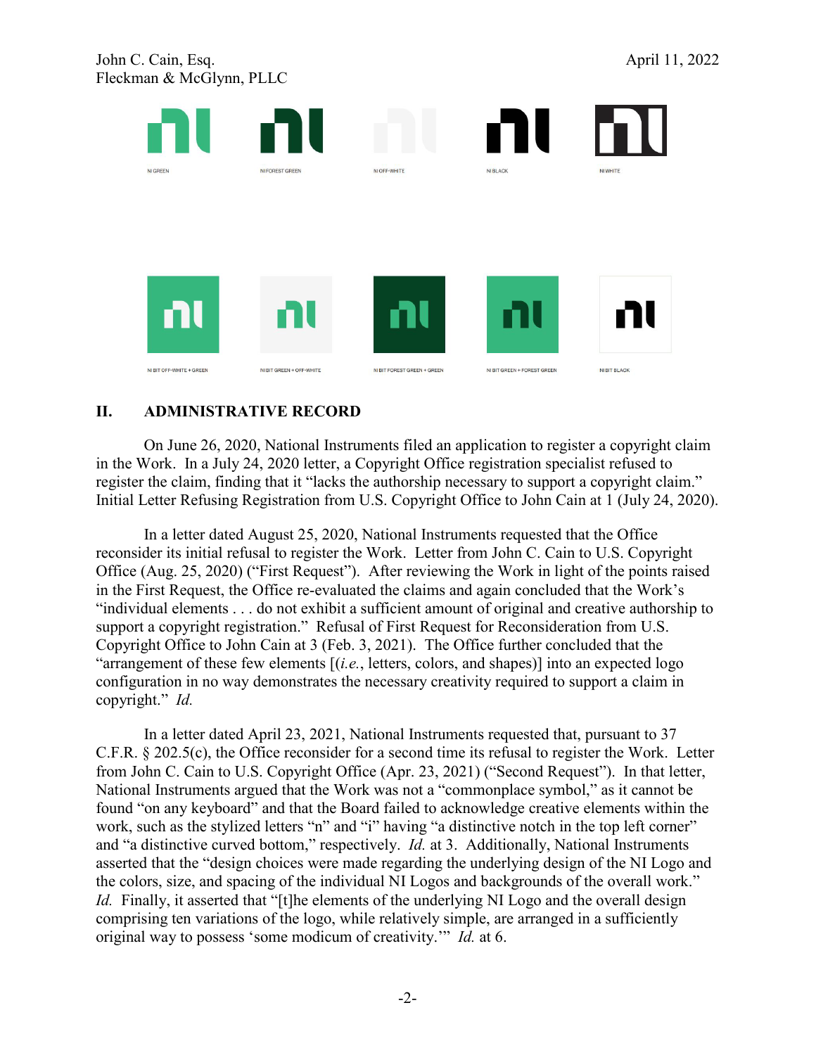NI GREEN NI FOREST GREEN NI OFF-WHITE NI BLACK NI WHITE

NI BIT OFF-WHITE + GREEN NI BIT GREEN + OFF-WHITE NI BIT FOREST GREEN + GREEN NI BIT GREEN + FOREST GREEN NI BIT BLACK

## II. ADMINISTRATIVE RECORD

On June 26, 2020, National Instruments filed an application to register a copyright claim in the Work. In a July 24, 2020 letter, a Copyright Office registration specialist refused to register the claim, finding that it "lacks the authorship necessary to support a copyright claim." Initial Letter Refusing Registration from U.S. Copyright Office to John Cain at 1 (July 24, 2020).

In a letter dated August 25, 2020, National Instruments requested that the Office reconsider its initial refusal to register the Work. Letter from John C. Cain to U.S. Copyright Office (Aug. 25, 2020) ("First Request"). After reviewing the Work in light of the points raised in the First Request, the Office re-evaluated the claims and again concluded that the Work's "individual elements . . . do not exhibit a sufficient amount of original and creative authorship to support a copyright registration." Refusal of First Request for Reconsideration from U.S. Copyright Office to John Cain at 3 (Feb. 3, 2021). The Office further concluded that the "arrangement of these few elements [(*i.e.*, letters, colors, and shapes)] into an expected logo configuration in no way demonstrates the necessary creativity required to support a claim in copyright." *Id.*

In a letter dated April 23, 2021, National Instruments requested that, pursuant to 37 C.F.R. § 202.5(c), the Office reconsider for a second time its refusal to register the Work. Letter from John C. Cain to U.S. Copyright Office (Apr. 23, 2021) ("Second Request"). In that letter, National Instruments argued that the Work was not a "commonplace symbol," as it cannot be found "on any keyboard" and that the Board failed to acknowledge creative elements within the work, such as the stylized letters "n" and "i" having "a distinctive notch in the top left corner" and "a distinctive curved bottom," respectively. *Id.* at 3. Additionally, National Instruments asserted that the "design choices were made regarding the underlying design of the NI Logo and the colors, size, and spacing of the individual NI Logos and backgrounds of the overall work." *Id.* Finally, it asserted that "[t]he elements of the underlying NI Logo and the overall design comprising ten variations of the logo, while relatively simple, are arranged in a sufficiently original way to possess 'some modicum of creativity.'" *Id.* at 6.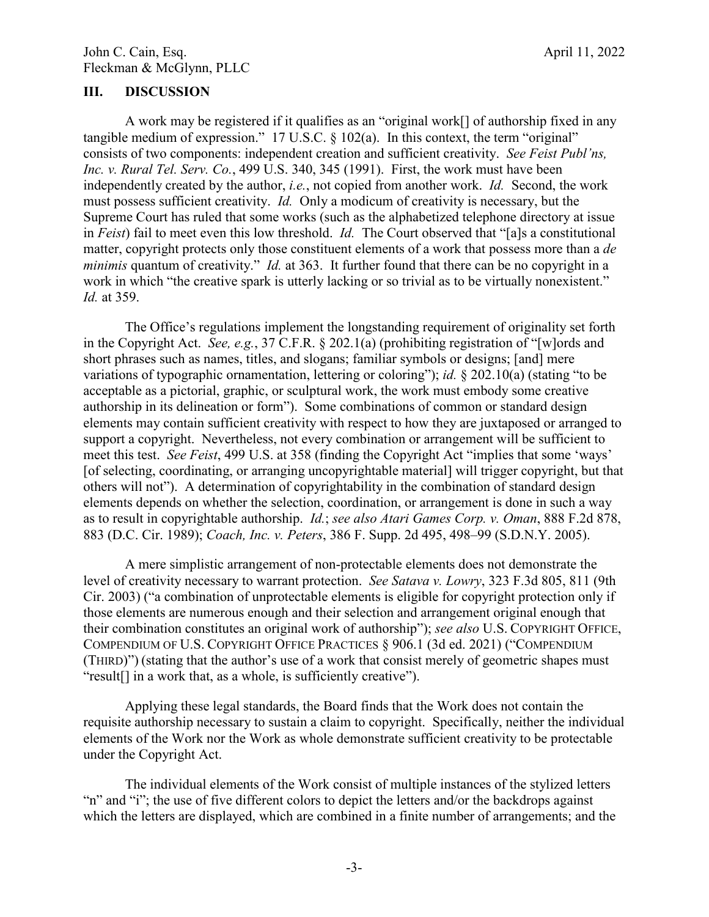## III. DISCUSSION

A work may be registered if it qualifies as an "original work[] of authorship fixed in any tangible medium of expression." 17 U.S.C. § 102(a). In this context, the term "original" consists of two components: independent creation and sufficient creativity. *See Feist Publ'ns, Inc. v. Rural Tel. Serv. Co.*, 499 U.S. 340, 345 (1991). First, the work must have been independently created by the author, *i.e.*, not copied from another work. *Id.* Second, the work must possess sufficient creativity. *Id.* Only a modicum of creativity is necessary, but the Supreme Court has ruled that some works (such as the alphabetized telephone directory at issue in *Feist*) fail to meet even this low threshold. *Id.* The Court observed that "[a]s a constitutional matter, copyright protects only those constituent elements of a work that possess more than a *de minimis* quantum of creativity." *Id.* at 363. It further found that there can be no copyright in a work in which "the creative spark is utterly lacking or so trivial as to be virtually nonexistent." *Id.* at 359.

The Office's regulations implement the longstanding requirement of originality set forth in the Copyright Act. *See, e.g.*, 37 C.F.R. § 202.1(a) (prohibiting registration of "[w]ords and short phrases such as names, titles, and slogans; familiar symbols or designs; [and] mere variations of typographic ornamentation, lettering or coloring"); *id.* § 202.10(a) (stating "to be acceptable as a pictorial, graphic, or sculptural work, the work must embody some creative authorship in its delineation or form"). Some combinations of common or standard design elements may contain sufficient creativity with respect to how they are juxtaposed or arranged to support a copyright. Nevertheless, not every combination or arrangement will be sufficient to meet this test. *See Feist*, 499 U.S. at 358 (finding the Copyright Act "implies that some 'ways' [of selecting, coordinating, or arranging uncopyrightable material] will trigger copyright, but that others will not"). A determination of copyrightability in the combination of standard design elements depends on whether the selection, coordination, or arrangement is done in such a way as to result in copyrightable authorship. *Id.*; *see also Atari Games Corp. v. Oman*, 888 F.2d 878, 883 (D.C. Cir. 1989); *Coach, Inc. v. Peters*, 386 F. Supp. 2d 495, 498–99 (S.D.N.Y. 2005).

A mere simplistic arrangement of non-protectable elements does not demonstrate the level of creativity necessary to warrant protection. *See Satava v. Lowry*, 323 F.3d 805, 811 (9th Cir. 2003) ("a combination of unprotectable elements is eligible for copyright protection only if those elements are numerous enough and their selection and arrangement original enough that their combination constitutes an original work of authorship"); *see also* U.S. COPYRIGHT OFFICE, COMPENDIUM OF U.S. COPYRIGHT OFFICE PRACTICES § 906.1 (3d ed. 2021) ("COMPENDIUM (THIRD)") (stating that the author's use of a work that consist merely of geometric shapes must "result[] in a work that, as a whole, is sufficiently creative").

Applying these legal standards, the Board finds that the Work does not contain the requisite authorship necessary to sustain a claim to copyright. Specifically, neither the individual elements of the Work nor the Work as whole demonstrate sufficient creativity to be protectable under the Copyright Act.

The individual elements of the Work consist of multiple instances of the stylized letters "n" and "i"; the use of five different colors to depict the letters and/or the backdrops against which the letters are displayed, which are combined in a finite number of arrangements; and the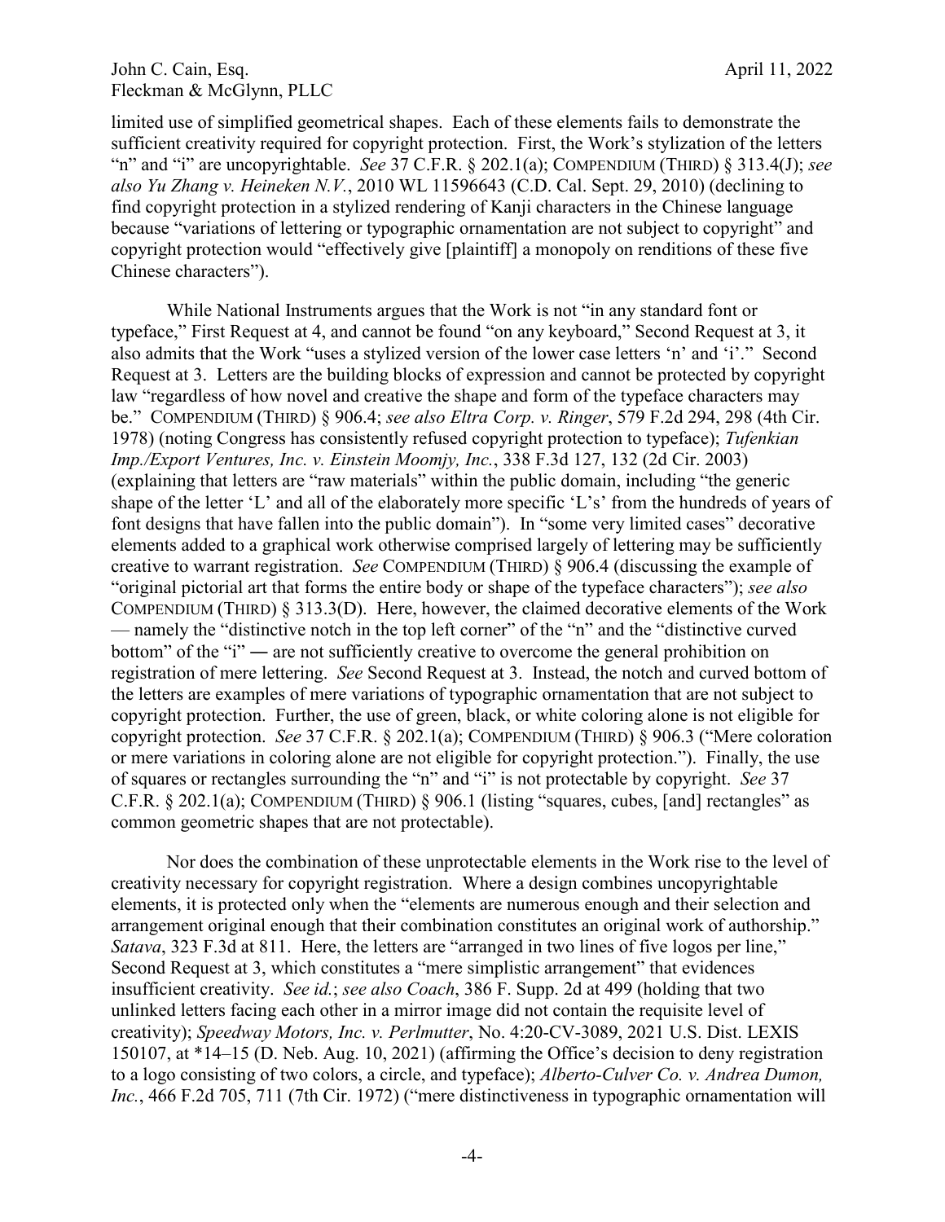limited use of simplified geometrical shapes. Each of these elements fails to demonstrate the sufficient creativity required for copyright protection. First, the Work's stylization of the letters "n" and "i" are uncopyrightable. *See* 37 C.F.R. § 202.1(a); COMPENDIUM (THIRD) § 313.4(J); *see also Yu Zhang v. Heineken N.V.*, 2010 WL 11596643 (C.D. Cal. Sept. 29, 2010) (declining to find copyright protection in a stylized rendering of Kanji characters in the Chinese language because "variations of lettering or typographic ornamentation are not subject to copyright" and copyright protection would "effectively give [plaintiff] a monopoly on renditions of these five Chinese characters").

While National Instruments argues that the Work is not "in any standard font or typeface," First Request at 4, and cannot be found "on any keyboard," Second Request at 3, it also admits that the Work "uses a stylized version of the lower case letters 'n' and 'i'." Second Request at 3. Letters are the building blocks of expression and cannot be protected by copyright law "regardless of how novel and creative the shape and form of the typeface characters may be." COMPENDIUM (THIRD) § 906.4; *see also Eltra Corp. v. Ringer*, 579 F.2d 294, 298 (4th Cir. 1978) (noting Congress has consistently refused copyright protection to typeface); *Tufenkian Imp./Export Ventures, Inc. v. Einstein Moomjy, Inc.*, 338 F.3d 127, 132 (2d Cir. 2003) (explaining that letters are "raw materials" within the public domain, including "the generic shape of the letter 'L' and all of the elaborately more specific 'L's' from the hundreds of years of font designs that have fallen into the public domain"). In "some very limited cases" decorative elements added to a graphical work otherwise comprised largely of lettering may be sufficiently creative to warrant registration. *See* COMPENDIUM (THIRD) § 906.4 (discussing the example of "original pictorial art that forms the entire body or shape of the typeface characters"); *see also* COMPENDIUM (THIRD) § 313.3(D). Here, however, the claimed decorative elements of the Work — namely the "distinctive notch in the top left corner" of the "n" and the "distinctive curved bottom" of the "i" — are not sufficiently creative to overcome the general prohibition on registration of mere lettering. *See* Second Request at 3. Instead, the notch and curved bottom of the letters are examples of mere variations of typographic ornamentation that are not subject to copyright protection. Further, the use of green, black, or white coloring alone is not eligible for copyright protection. *See* 37 C.F.R. § 202.1(a); COMPENDIUM (THIRD) § 906.3 ("Mere coloration or mere variations in coloring alone are not eligible for copyright protection."). Finally, the use of squares or rectangles surrounding the "n" and "i" is not protectable by copyright. *See* 37 C.F.R. § 202.1(a); COMPENDIUM (THIRD) § 906.1 (listing "squares, cubes, [and] rectangles" as common geometric shapes that are not protectable).

Nor does the combination of these unprotectable elements in the Work rise to the level of creativity necessary for copyright registration. Where a design combines uncopyrightable elements, it is protected only when the "elements are numerous enough and their selection and arrangement original enough that their combination constitutes an original work of authorship." *Satava*, 323 F.3d at 811. Here, the letters are "arranged in two lines of five logos per line," Second Request at 3, which constitutes a "mere simplistic arrangement" that evidences insufficient creativity. *See id.*; *see also Coach*, 386 F. Supp. 2d at 499 (holding that two unlinked letters facing each other in a mirror image did not contain the requisite level of creativity); *Speedway Motors, Inc. v. Perlmutter*, No. 4:20-CV-3089, 2021 U.S. Dist. LEXIS 150107, at *14–15 (D. Neb. Aug. 10, 2021) (affirming the Office's decision to deny registration to a logo consisting of two colors, a circle, and typeface); *Alberto-Culver Co. v. Andrea Dumon, Inc.*, 466 F.2d 705, 711 (7th Cir. 1972) ("mere distinctiveness in typographic ornamentation will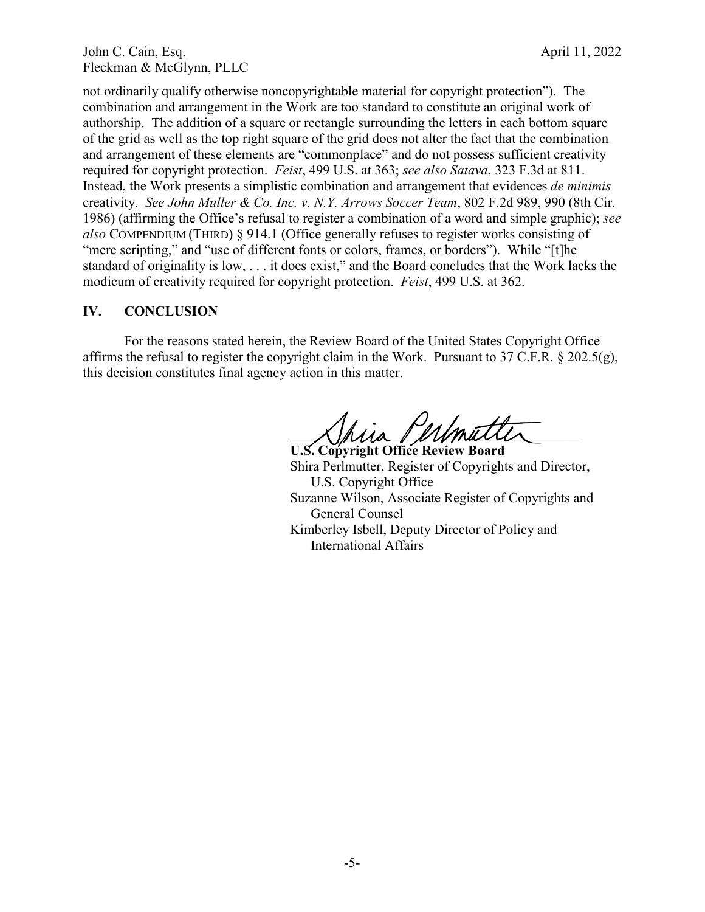not ordinarily qualify otherwise noncopyrightable material for copyright protection"). The combination and arrangement in the Work are too standard to constitute an original work of authorship. The addition of a square or rectangle surrounding the letters in each bottom square of the grid as well as the top right square of the grid does not alter the fact that the combination and arrangement of these elements are "commonplace" and do not possess sufficient creativity required for copyright protection. *Feist*, 499 U.S. at 363; *see also Satava*, 323 F.3d at 811. Instead, the Work presents a simplistic combination and arrangement that evidences *de minimis* creativity. *See John Muller & Co. Inc. v. N.Y. Arrows Soccer Team*, 802 F.2d 989, 990 (8th Cir. 1986) (affirming the Office's refusal to register a combination of a word and simple graphic); *see also* COMPENDIUM (THIRD) § 914.1 (Office generally refuses to register works consisting of "mere scripting," and "use of different fonts or colors, frames, or borders"). While "[t]he standard of originality is low, . . . it does exist," and the Board concludes that the Work lacks the modicum of creativity required for copyright protection. *Feist*, 499 U.S. at 362.

## IV. CONCLUSION

For the reasons stated herein, the Review Board of the United States Copyright Office affirms the refusal to register the copyright claim in the Work. Pursuant to 37 C.F.R. § 202.5(g), this decision constitutes final agency action in this matter.

**U.S. Copyright Office Review Board**
Shira Perlmutter, Register of Copyrights and Director, U.S. Copyright Office
Suzanne Wilson, Associate Register of Copyrights and General Counsel
Kimberley Isbell, Deputy Director of Policy and International Affairs